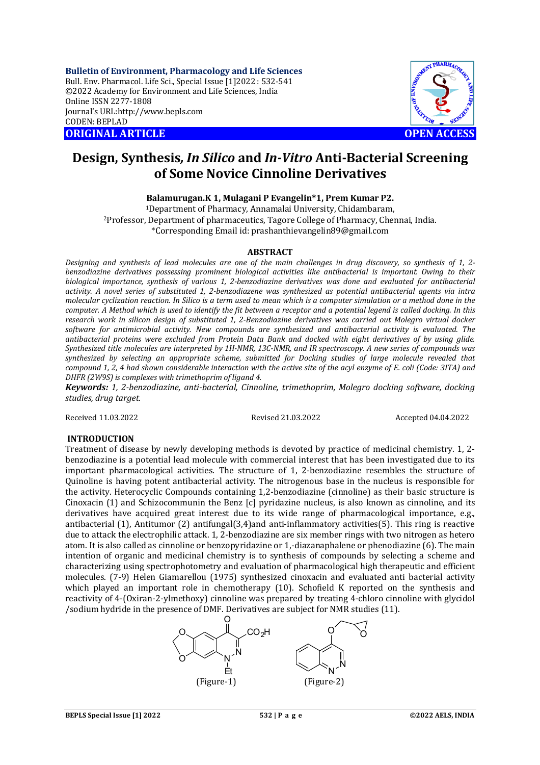**Bulletin of Environment, Pharmacology and Life Sciences**
Bull. Env. Pharmacol. Life Sci., Special Issue [1]2022 : 532-541
©2022 Academy for Environment and Life Sciences, India
Online ISSN 2277-1808
Journal's URL:http://www.bepls.com
CODEN: BEPLAD

**ORIGINAL ARTICLE** **OPEN ACCESS**

# Design, Synthesis, *In Silico* and *In-Vitro* Anti-Bacterial Screening of Some Novice Cinnoline Derivatives

**Balamurugan.K 1, Mulagani P Evangelin*1, Prem Kumar P2.**

[1]Department of Pharmacy, Annamalai University, Chidambaram,
[2]Professor, Department of pharmaceutics, Tagore College of Pharmacy, Chennai, India.
*Corresponding Email id: prashanthievangelin89@gmail.com

## ABSTRACT

*Designing and synthesis of lead molecules are one of the main challenges in drug discovery, so synthesis of 1, 2-benzodiazine derivatives possessing prominent biological activities like antibacterial is important. Owing to their biological importance, synthesis of various 1, 2-benzodiazine derivatives was done and evaluated for antibacterial activity. A novel series of substituted 1, 2-benzodiazene was synthesized as potential antibacterial agents via intra molecular cyclization reaction. In Silico is a term used to mean which is a computer simulation or a method done in the computer. A Method which is used to identify the fit between a receptor and a potential legend is called docking. In this research work in silicon design of substituted 1, 2-Benzodiazine derivatives was carried out Molegro virtual docker software for antimicrobial activity. New compounds are synthesized and antibacterial activity is evaluated. The antibacterial proteins were excluded from Protein Data Bank and docked with eight derivatives of by using glide. Synthesized title molecules are interpreted by 1H-NMR, 13C-NMR, and IR spectroscopy. A new series of compounds was synthesized by selecting an appropriate scheme, submitted for Docking studies of large molecule revealed that compound 1, 2, 4 had shown considerable interaction with the active site of the acyl enzyme of E. coli (Code: 3ITA) and DHFR (2W9S) is complexes with trimethoprim of ligand 4.*

***Keywords:*** *1, 2-benzodiazine, anti-bacterial, Cinnoline, trimethoprim, Molegro docking software, docking studies, drug target.*

Received 11.03.2022 Revised 21.03.2022 Accepted 04.04.2022

## INTRODUCTION

Treatment of disease by newly developing methods is devoted by practice of medicinal chemistry. 1, 2-benzodiazine is a potential lead molecule with commercial interest that has been investigated due to its important pharmacological activities. The structure of 1, 2-benzodiazine resembles the structure of Quinoline is having potent antibacterial activity. The nitrogenous base in the nucleus is responsible for the activity. Heterocyclic Compounds containing 1,2-benzodiazine (cinnoline) as their basic structure is Cinoxacin (1) and Schizocommunin the Benz [c] pyridazine nucleus, is also known as cinnoline, and its derivatives have acquired great interest due to its wide range of pharmacological importance, e.g., antibacterial (1), Antitumor (2) antifungal(3,4)and anti-inflammatory activities(5). This ring is reactive due to attack the electrophilic attack. 1, 2-benzodiazine are six member rings with two nitrogen as hetero atom. It is also called as cinnoline or benzopyridazine or 1,-diazanaphalene or phenodiazine (6). The main intention of organic and medicinal chemistry is to synthesis of compounds by selecting a scheme and characterizing using spectrophotometry and evaluation of pharmacological high therapeutic and efficient molecules. (7-9) Helen Giamarellou (1975) synthesized cinoxacin and evaluated anti bacterial activity which played an important role in chemotherapy (10). Schofield K reported on the synthesis and reactivity of 4-(Oxiran-2-ylmethoxy) cinnoline was prepared by treating 4-chloro cinnoline with glycidol /sodium hydride in the presence of DMF. Derivatives are subject for NMR studies (11).

(Figure-1) (Figure-2)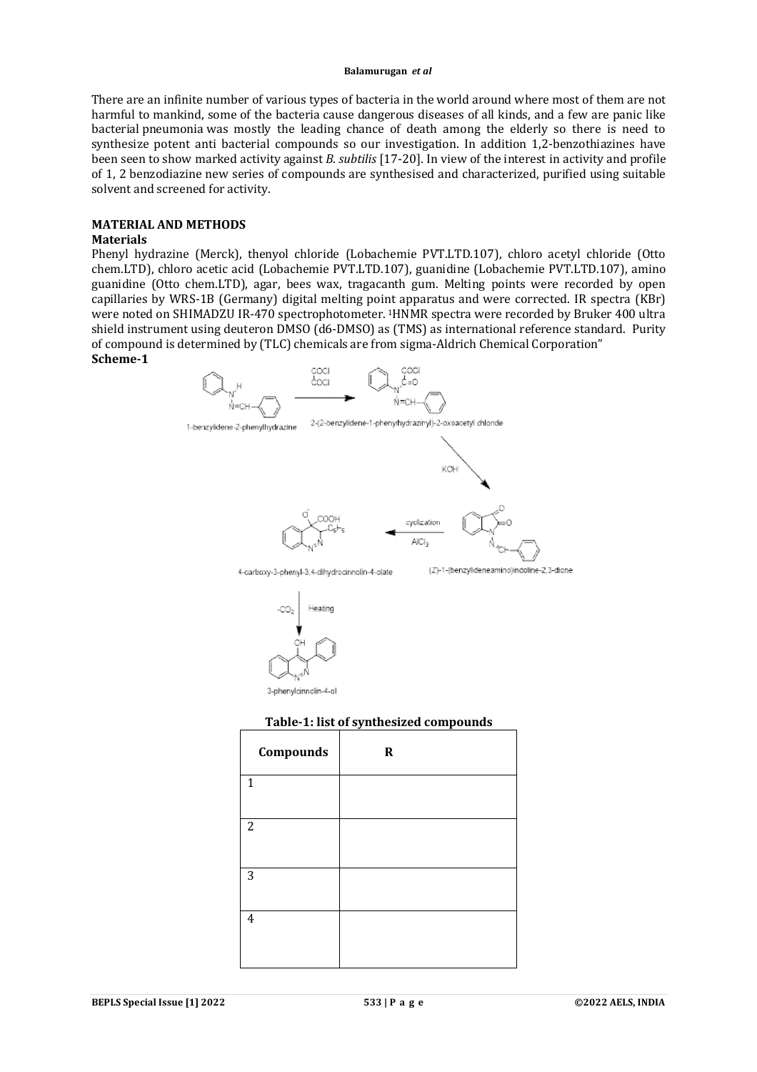There are an infinite number of various types of bacteria in the world around where most of them are not harmful to mankind, some of the bacteria cause dangerous diseases of all kinds, and a few are panic like bacterial pneumonia was mostly the leading chance of death among the elderly so there is need to synthesize potent anti bacterial compounds so our investigation. In addition 1,2-benzothiazines have been seen to show marked activity against *B. subtilis* [17-20]. In view of the interest in activity and profile of 1, 2 benzodiazine new series of compounds are synthesised and characterized, purified using suitable solvent and screened for activity.

## MATERIAL AND METHODS

### Materials

Phenyl hydrazine (Merck), thenyol chloride (Lobachemie PVT.LTD.107), chloro acetyl chloride (Otto chem.LTD), chloro acetic acid (Lobachemie PVT.LTD.107), guanidine (Lobachemie PVT.LTD.107), amino guanidine (Otto chem.LTD), agar, bees wax, tragacanth gum. Melting points were recorded by open capillaries by WRS-1B (Germany) digital melting point apparatus and were corrected. IR spectra (KBr) were noted on SHIMADZU IR-470 spectrophotometer. [1]HNMR spectra were recorded by Bruker 400 ultra shield instrument using deuteron DMSO (d6-DMSO) as (TMS) as international reference standard. Purity of compound is determined by (TLC) chemicals are from sigma-Aldrich Chemical Corporation"

**Scheme-1**

1-benzylidene-2-phenylhydrazine → (COCl/COCl) → 2-(2-benzylidene-1-phenylhydrazinyl)-2-oxoacetyl chloride → (KOH) → (Z)-1-(benzylideneamino)indoline-2,3-dione → (cyclization, $AlCl_3$) → 4-carboxy-3-phenyl-3,4-dihydrocinnolin-4-olate → ($-CO_2$, Heating) → 3-phenylcinnolin-4-ol

**Table-1: list of synthesized compounds**

| Compounds | R |
|---|---|
| 1 | |
| 2 | |
| 3 | |
| 4 | |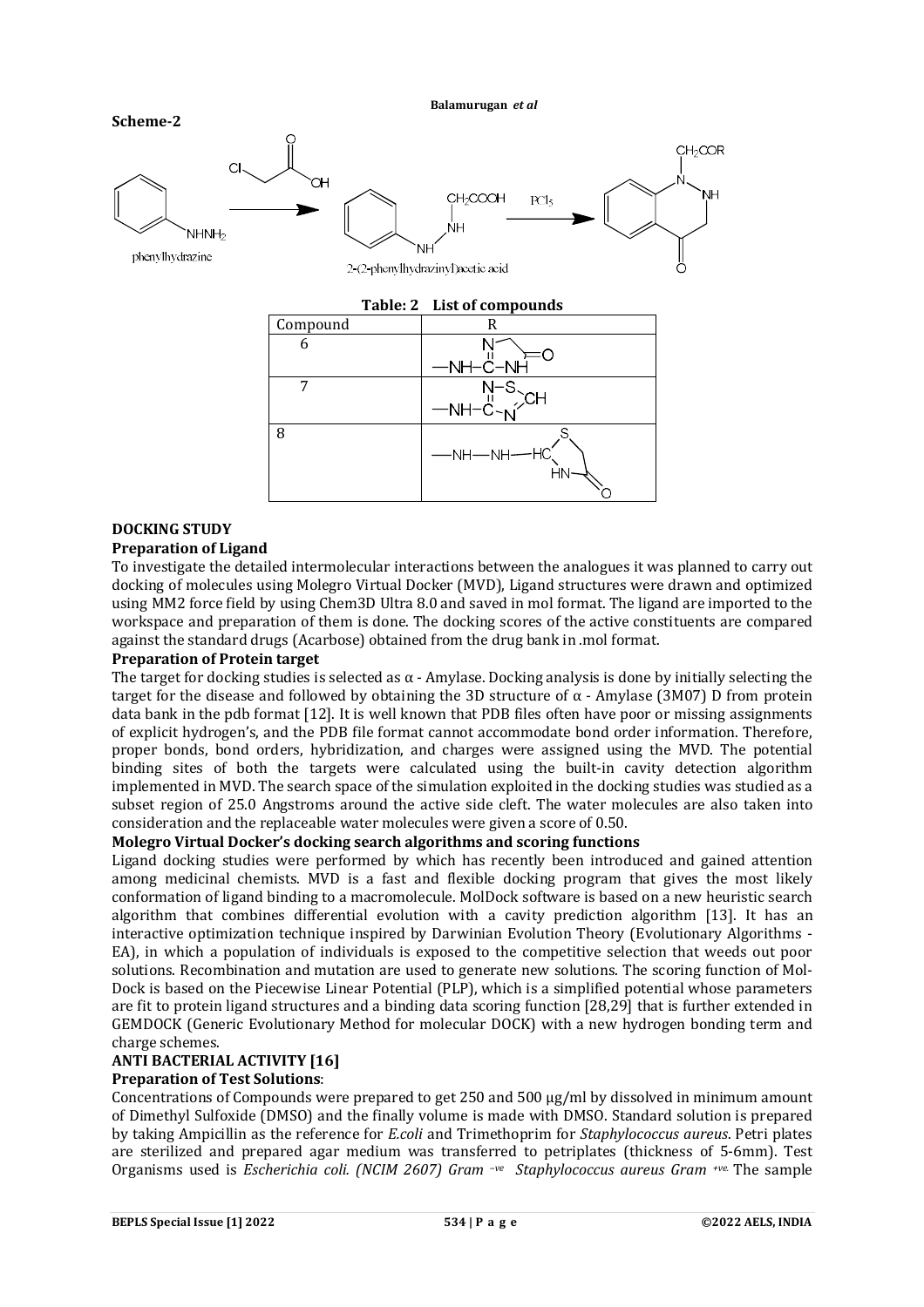**Scheme-2**

phenylhydrazine → 2-(2-phenylhydrazinyl)acetic acid → ($PCl_5$)

**Table: 2 List of compounds**

| Compound | R |
|---|---|
| 6 | —NH—C(=N)—NH (ring with =O) |
| 7 | —NH—C(=N—S—CH=N) |
| 8 | —NH—NH—HC (thiazolidinone ring: S, HN, =O) |

**DOCKING STUDY**

**Preparation of Ligand**

To investigate the detailed intermolecular interactions between the analogues it was planned to carry out docking of molecules using Molegro Virtual Docker (MVD), Ligand structures were drawn and optimized using MM2 force field by using Chem3D Ultra 8.0 and saved in mol format. The ligand are imported to the workspace and preparation of them is done. The docking scores of the active constituents are compared against the standard drugs (Acarbose) obtained from the drug bank in .mol format.

**Preparation of Protein target**

The target for docking studies is selected as α - Amylase. Docking analysis is done by initially selecting the target for the disease and followed by obtaining the 3D structure of α - Amylase (3M07) D from protein data bank in the pdb format [12]. It is well known that PDB files often have poor or missing assignments of explicit hydrogen's, and the PDB file format cannot accommodate bond order information. Therefore, proper bonds, bond orders, hybridization, and charges were assigned using the MVD. The potential binding sites of both the targets were calculated using the built-in cavity detection algorithm implemented in MVD. The search space of the simulation exploited in the docking studies was studied as a subset region of 25.0 Angstroms around the active side cleft. The water molecules are also taken into consideration and the replaceable water molecules were given a score of 0.50.

**Molegro Virtual Docker's docking search algorithms and scoring functions**

Ligand docking studies were performed by which has recently been introduced and gained attention among medicinal chemists. MVD is a fast and flexible docking program that gives the most likely conformation of ligand binding to a macromolecule. MolDock software is based on a new heuristic search algorithm that combines differential evolution with a cavity prediction algorithm [13]. It has an interactive optimization technique inspired by Darwinian Evolution Theory (Evolutionary Algorithms - EA), in which a population of individuals is exposed to the competitive selection that weeds out poor solutions. Recombination and mutation are used to generate new solutions. The scoring function of Mol-Dock is based on the Piecewise Linear Potential (PLP), which is a simplified potential whose parameters are fit to protein ligand structures and a binding data scoring function [28,29] that is further extended in GEMDOCK (Generic Evolutionary Method for molecular DOCK) with a new hydrogen bonding term and charge schemes.

**ANTI BACTERIAL ACTIVITY [16]**

**Preparation of Test Solutions**:

Concentrations of Compounds were prepared to get 250 and 500 µg/ml by dissolved in minimum amount of Dimethyl Sulfoxide (DMSO) and the finally volume is made with DMSO. Standard solution is prepared by taking Ampicillin as the reference for *E.coli* and Trimethoprim for *Staphylococcus aureus*. Petri plates are sterilized and prepared agar medium was transferred to petriplates (thickness of 5-6mm). Test Organisms used is *Escherichia coli. (NCIM 2607) Gram* $^{-ve}$ *Staphylococcus aureus Gram* $^{+ve.}$ The sample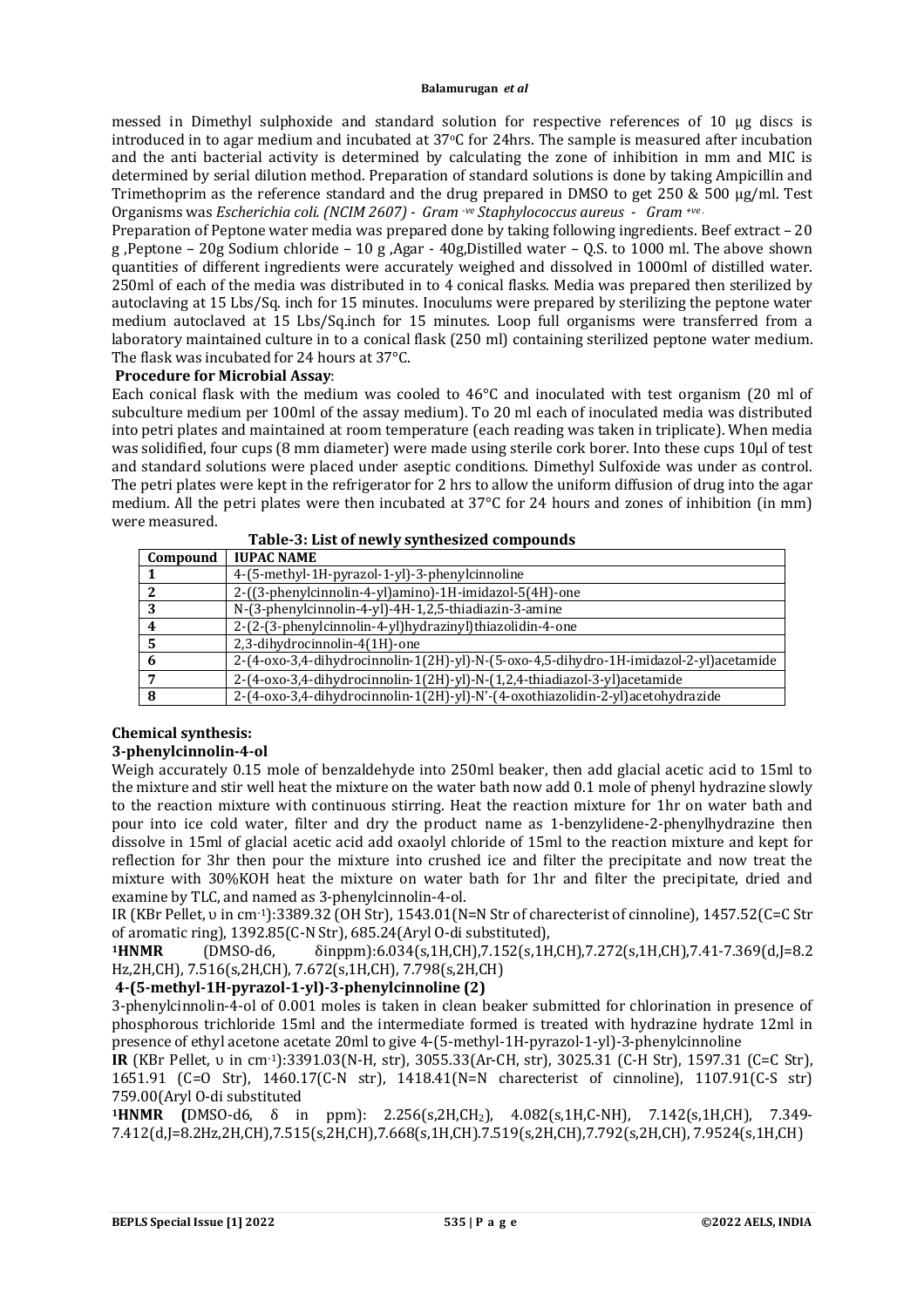messed in Dimethyl sulphoxide and standard solution for respective references of 10 µg discs is introduced in to agar medium and incubated at 37°C for 24hrs. The sample is measured after incubation and the anti bacterial activity is determined by calculating the zone of inhibition in mm and MIC is determined by serial dilution method. Preparation of standard solutions is done by taking Ampicillin and Trimethoprim as the reference standard and the drug prepared in DMSO to get 250 & 500 µg/ml. Test Organisms was *Escherichia coli. (NCIM 2607) - Gram $^{-ve}$ Staphylococcus aureus - Gram $^{+ve}$.*

Preparation of Peptone water media was prepared done by taking following ingredients. Beef extract – 20 g ,Peptone – 20g Sodium chloride – 10 g ,Agar - 40g,Distilled water – Q.S. to 1000 ml. The above shown quantities of different ingredients were accurately weighed and dissolved in 1000ml of distilled water. 250ml of each of the media was distributed in to 4 conical flasks. Media was prepared then sterilized by autoclaving at 15 Lbs/Sq. inch for 15 minutes. Inoculums were prepared by sterilizing the peptone water medium autoclaved at 15 Lbs/Sq.inch for 15 minutes. Loop full organisms were transferred from a laboratory maintained culture in to a conical flask (250 ml) containing sterilized peptone water medium. The flask was incubated for 24 hours at 37°C.

**Procedure for Microbial Assay**:

Each conical flask with the medium was cooled to 46°C and inoculated with test organism (20 ml of subculture medium per 100ml of the assay medium). To 20 ml each of inoculated media was distributed into petri plates and maintained at room temperature (each reading was taken in triplicate). When media was solidified, four cups (8 mm diameter) were made using sterile cork borer. Into these cups 10µl of test and standard solutions were placed under aseptic conditions. Dimethyl Sulfoxide was under as control. The petri plates were kept in the refrigerator for 2 hrs to allow the uniform diffusion of drug into the agar medium. All the petri plates were then incubated at 37°C for 24 hours and zones of inhibition (in mm) were measured.

**Table-3: List of newly synthesized compounds**

| Compound | IUPAC NAME |
|---|---|
| 1 | 4-(5-methyl-1H-pyrazol-1-yl)-3-phenylcinnoline |
| 2 | 2-((3-phenylcinnolin-4-yl)amino)-1H-imidazol-5(4H)-one |
| 3 | N-(3-phenylcinnolin-4-yl)-4H-1,2,5-thiadiazin-3-amine |
| 4 | 2-(2-(3-phenylcinnolin-4-yl)hydrazinyl)thiazolidin-4-one |
| 5 | 2,3-dihydrocinnolin-4(1H)-one |
| 6 | 2-(4-oxo-3,4-dihydrocinnolin-1(2H)-yl)-N-(5-oxo-4,5-dihydro-1H-imidazol-2-yl)acetamide |
| 7 | 2-(4-oxo-3,4-dihydrocinnolin-1(2H)-yl)-N-(1,2,4-thiadiazol-3-yl)acetamide |
| 8 | 2-(4-oxo-3,4-dihydrocinnolin-1(2H)-yl)-N'-(4-oxothiazolidin-2-yl)acetohydrazide |

## Chemical synthesis:

### 3-phenylcinnolin-4-ol

Weigh accurately 0.15 mole of benzaldehyde into 250ml beaker, then add glacial acetic acid to 15ml to the mixture and stir well heat the mixture on the water bath now add 0.1 mole of phenyl hydrazine slowly to the reaction mixture with continuous stirring. Heat the reaction mixture for 1hr on water bath and pour into ice cold water, filter and dry the product name as 1-benzylidene-2-phenylhydrazine then dissolve in 15ml of glacial acetic acid add oxaolyl chloride of 15ml to the reaction mixture and kept for reflection for 3hr then pour the mixture into crushed ice and filter the precipitate and now treat the mixture with 30%KOH heat the mixture on water bath for 1hr and filter the precipitate, dried and examine by TLC, and named as 3-phenylcinnolin-4-ol.

IR (KBr Pellet, υ in cm$^{-1}$):3389.32 (OH Str), 1543.01(N=N Str of charecterist of cinnoline), 1457.52(C=C Str of aromatic ring), 1392.85(C-N Str), 685.24(Aryl O-di substituted),

**$^{1}$HNMR** (DMSO-d6, δinppm):6.034(s,1H,CH),7.152(s,1H,CH),7.272(s,1H,CH),7.41-7.369(d,J=8.2 Hz,2H,CH), 7.516(s,2H,CH), 7.672(s,1H,CH), 7.798(s,2H,CH)

### 4-(5-methyl-1H-pyrazol-1-yl)-3-phenylcinnoline (2)

3-phenylcinnolin-4-ol of 0.001 moles is taken in clean beaker submitted for chlorination in presence of phosphorous trichloride 15ml and the intermediate formed is treated with hydrazine hydrate 12ml in presence of ethyl acetone acetate 20ml to give 4-(5-methyl-1H-pyrazol-1-yl)-3-phenylcinnoline

**IR** (KBr Pellet, υ in cm$^{-1}$):3391.03(N-H, str), 3055.33(Ar-CH, str), 3025.31 (C-H Str), 1597.31 (C=C Str), 1651.91 (C=O Str), 1460.17(C-N str), 1418.41(N=N charecterist of cinnoline), 1107.91(C-S str) 759.00(Aryl O-di substituted

**$^{1}$HNMR (**DMSO-d6, δ in ppm): 2.256(s,2H,$CH_2$), 4.082(s,1H,C-NH), 7.142(s,1H,CH), 7.349-7.412(d,J=8.2Hz,2H,CH),7.515(s,2H,CH),7.668(s,1H,CH).7.519(s,2H,CH),7.792(s,2H,CH), 7.9524(s,1H,CH)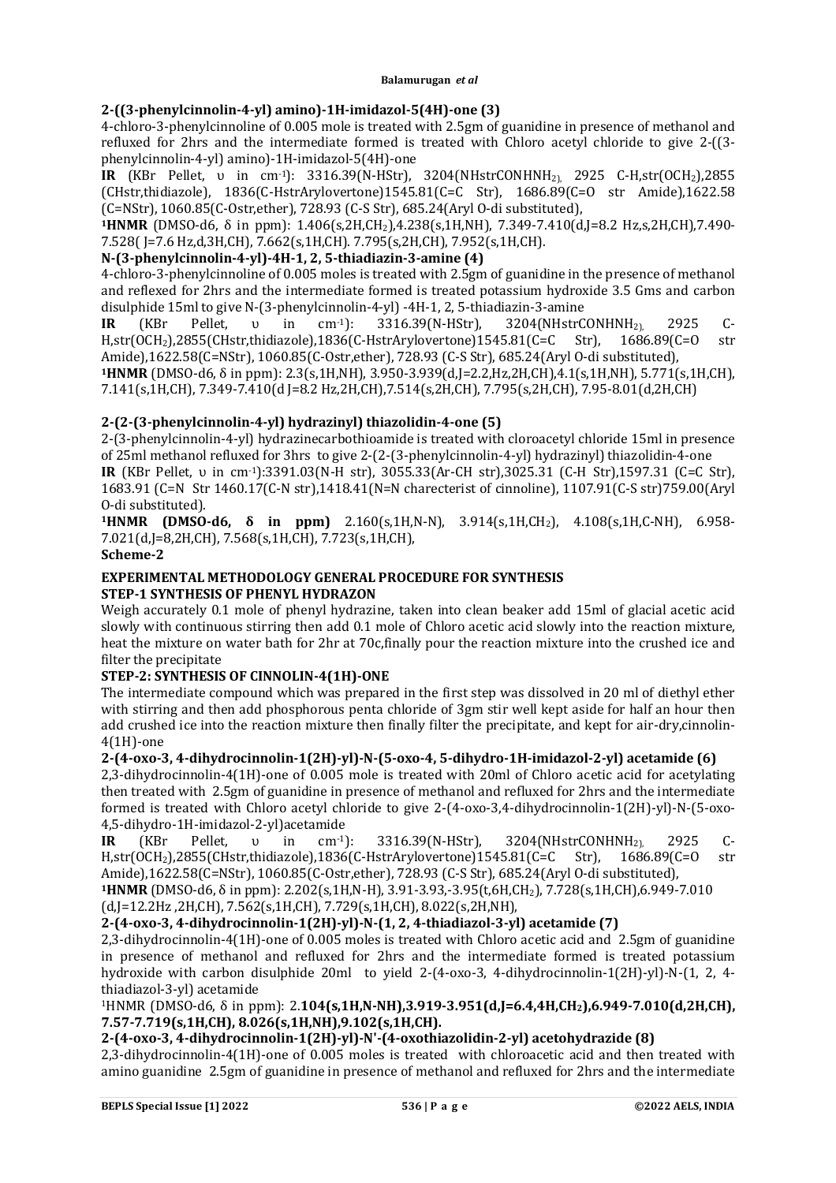**2-((3-phenylcinnolin-4-yl) amino)-1H-imidazol-5(4H)-one (3)**

4-chloro-3-phenylcinnoline of 0.005 mole is treated with 2.5gm of guanidine in presence of methanol and refluxed for 2hrs and the intermediate formed is treated with Chloro acetyl chloride to give 2-((3-phenylcinnolin-4-yl) amino)-1H-imidazol-5(4H)-one

**IR** (KBr Pellet, υ in $cm^{-1}$): 3316.39(N-HStr), 3204(NHstrCONHN$H_2$), 2925 C-H,str(OC$H_2$),2855 (CHstr,thidiazole), 1836(C-HstrArylovertone)1545.81(C=C Str), 1686.89(C=O str Amide),1622.58 (C=NStr), 1060.85(C-Ostr,ether), 728.93 (C-S Str), 685.24(Aryl O-di substituted),

**$^1$HNMR** (DMSO-d6, δ in ppm): 1.406(s,2H,C$H_2$),4.238(s,1H,NH), 7.349-7.410(d,J=8.2 Hz,s,2H,CH),7.490-7.528( J=7.6 Hz,d,3H,CH), 7.662(s,1H,CH). 7.795(s,2H,CH), 7.952(s,1H,CH).

**N-(3-phenylcinnolin-4-yl)-4H-1, 2, 5-thiadiazin-3-amine (4)**

4-chloro-3-phenylcinnoline of 0.005 moles is treated with 2.5gm of guanidine in the presence of methanol and reflexed for 2hrs and the intermediate formed is treated potassium hydroxide 3.5 Gms and carbon disulphide 15ml to give N-(3-phenylcinnolin-4-yl) -4H-1, 2, 5-thiadiazin-3-amine

**IR** (KBr Pellet, υ in $cm^{-1}$): 3316.39(N-HStr), 3204(NHstrCONHN$H_2$), 2925 C-H,str(OC$H_2$),2855(CHstr,thidiazole),1836(C-HstrArylovertone)1545.81(C=C Str), 1686.89(C=O str Amide),1622.58(C=NStr), 1060.85(C-Ostr,ether), 728.93 (C-S Str), 685.24(Aryl O-di substituted),

**$^1$HNMR** (DMSO-d6, δ in ppm): 2.3(s,1H,NH), 3.950-3.939(d,J=2.2,Hz,2H,CH),4.1(s,1H,NH), 5.771(s,1H,CH), 7.141(s,1H,CH), 7.349-7.410(d J=8.2 Hz,2H,CH),7.514(s,2H,CH), 7.795(s,2H,CH), 7.95-8.01(d,2H,CH)

**2-(2-(3-phenylcinnolin-4-yl) hydrazinyl) thiazolidin-4-one (5)**

2-(3-phenylcinnolin-4-yl) hydrazinecarbothioamide is treated with cloroacetyl chloride 15ml in presence of 25ml methanol refluxed for 3hrs to give 2-(2-(3-phenylcinnolin-4-yl) hydrazinyl) thiazolidin-4-one

**IR** (KBr Pellet, υ in $cm^{-1}$):3391.03(N-H str), 3055.33(Ar-CH str),3025.31 (C-H Str),1597.31 (C=C Str), 1683.91 (C=N Str 1460.17(C-N str),1418.41(N=N charecterist of cinnoline), 1107.91(C-S str)759.00(Aryl O-di substituted).

**$^1$HNMR (DMSO-d6, δ in ppm)** 2.160(s,1H,N-N), 3.914(s,1H,C$H_2$), 4.108(s,1H,C-NH), 6.958-7.021(d,J=8,2H,CH), 7.568(s,1H,CH), 7.723(s,1H,CH),

**Scheme-2**

## EXPERIMENTAL METHODOLOGY GENERAL PROCEDURE FOR SYNTHESIS

### STEP-1 SYNTHESIS OF PHENYL HYDRAZON

Weigh accurately 0.1 mole of phenyl hydrazine, taken into clean beaker add 15ml of glacial acetic acid slowly with continuous stirring then add 0.1 mole of Chloro acetic acid slowly into the reaction mixture, heat the mixture on water bath for 2hr at 70c,finally pour the reaction mixture into the crushed ice and filter the precipitate

### STEP-2: SYNTHESIS OF CINNOLIN-4(1H)-ONE

The intermediate compound which was prepared in the first step was dissolved in 20 ml of diethyl ether with stirring and then add phosphorous penta chloride of 3gm stir well kept aside for half an hour then add crushed ice into the reaction mixture then finally filter the precipitate, and kept for air-dry,cinnolin-4(1H)-one

**2-(4-oxo-3, 4-dihydrocinnolin-1(2H)-yl)-N-(5-oxo-4, 5-dihydro-1H-imidazol-2-yl) acetamide (6)**

2,3-dihydrocinnolin-4(1H)-one of 0.005 mole is treated with 20ml of Chloro acetic acid for acetylating then treated with 2.5gm of guanidine in presence of methanol and refluxed for 2hrs and the intermediate formed is treated with Chloro acetyl chloride to give 2-(4-oxo-3,4-dihydrocinnolin-1(2H)-yl)-N-(5-oxo-4,5-dihydro-1H-imidazol-2-yl)acetamide

**IR** (KBr Pellet, υ in $cm^{-1}$): 3316.39(N-HStr), 3204(NHstrCONHN$H_2$), 2925 C-H,str(OC$H_2$),2855(CHstr,thidiazole),1836(C-HstrArylovertone)1545.81(C=C Str), 1686.89(C=O str Amide),1622.58(C=NStr), 1060.85(C-Ostr,ether), 728.93 (C-S Str), 685.24(Aryl O-di substituted),

**$^1$HNMR** (DMSO-d6, δ in ppm): 2.202(s,1H,N-H), 3.91-3.93,-3.95(t,6H,C$H_2$), 7.728(s,1H,CH),6.949-7.010 (d,J=12.2Hz ,2H,CH), 7.562(s,1H,CH), 7.729(s,1H,CH), 8.022(s,2H,NH),

**2-(4-oxo-3, 4-dihydrocinnolin-1(2H)-yl)-N-(1, 2, 4-thiadiazol-3-yl) acetamide (7)**

2,3-dihydrocinnolin-4(1H)-one of 0.005 moles is treated with Chloro acetic acid and 2.5gm of guanidine in presence of methanol and refluxed for 2hrs and the intermediate formed is treated potassium hydroxide with carbon disulphide 20ml to yield 2-(4-oxo-3, 4-dihydrocinnolin-1(2H)-yl)-N-(1, 2, 4-thiadiazol-3-yl) acetamide

$^1$HNMR (DMSO-d6, δ in ppm): 2.**104(s,1H,N-NH),3.919-3.951(d,J=6.4,4H,C$H_2$),6.949-7.010(d,2H,CH), 7.57-7.719(s,1H,CH), 8.026(s,1H,NH),9.102(s,1H,CH).**

**2-(4-oxo-3, 4-dihydrocinnolin-1(2H)-yl)-N'-(4-oxothiazolidin-2-yl) acetohydrazide (8)**

2,3-dihydrocinnolin-4(1H)-one of 0.005 moles is treated with chloroacetic acid and then treated with amino guanidine 2.5gm of guanidine in presence of methanol and refluxed for 2hrs and the intermediate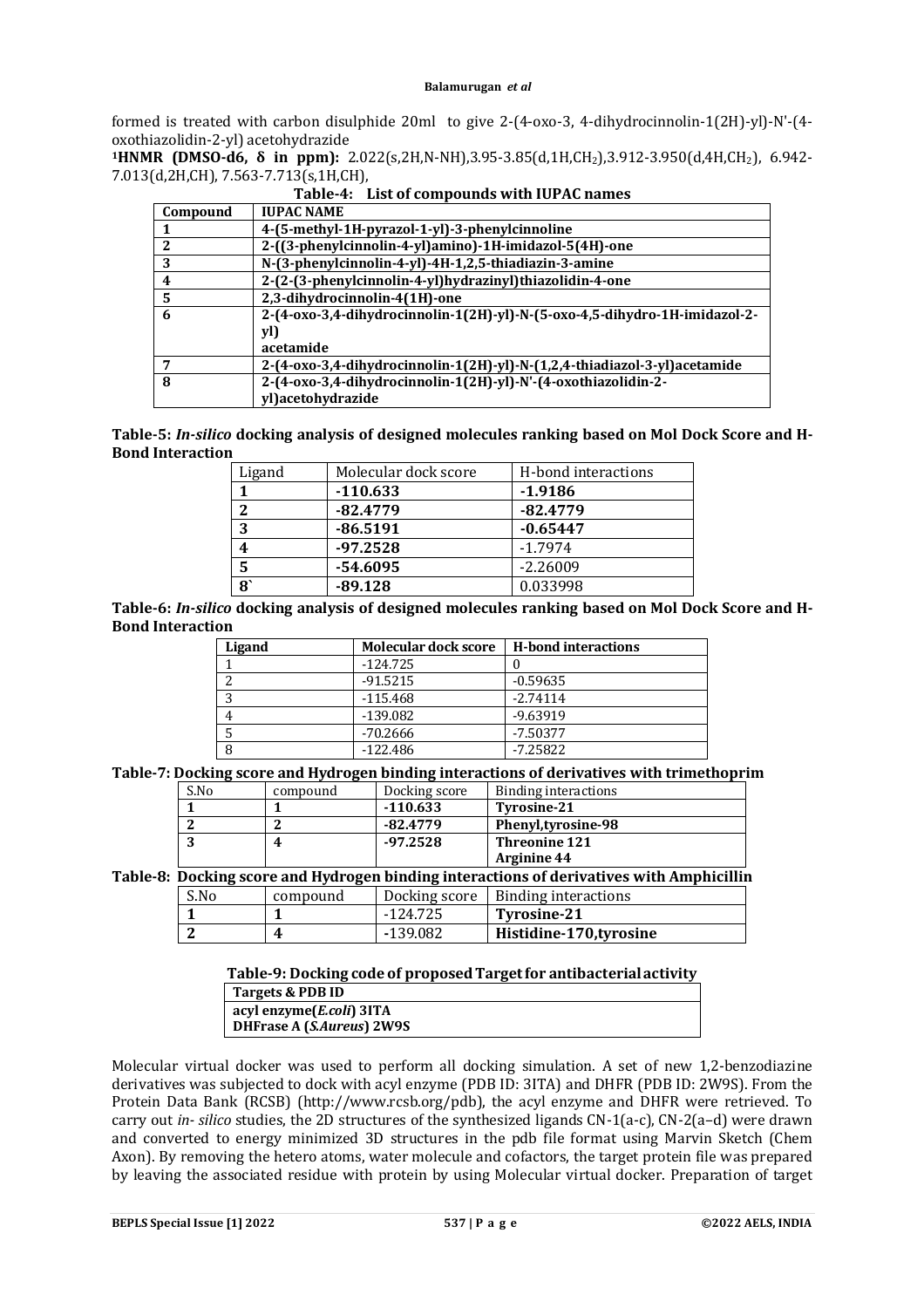formed is treated with carbon disulphide 20ml to give 2-(4-oxo-3, 4-dihydrocinnolin-1(2H)-yl)-N'-(4-oxothiazolidin-2-yl) acetohydrazide

**[1]HNMR (DMSO-d6, δ in ppm):** 2.022(s,2H,N-NH),3.95-3.85(d,1H,$CH_2$),3.912-3.950(d,4H,$CH_2$), 6.942-7.013(d,2H,CH), 7.563-7.713(s,1H,CH),

**Table-4: List of compounds with IUPAC names**

| Compound | IUPAC NAME |
|---|---|
| **1** | **4-(5-methyl-1H-pyrazol-1-yl)-3-phenylcinnoline** |
| **2** | **2-((3-phenylcinnolin-4-yl)amino)-1H-imidazol-5(4H)-one** |
| **3** | **N-(3-phenylcinnolin-4-yl)-4H-1,2,5-thiadiazin-3-amine** |
| **4** | **2-(2-(3-phenylcinnolin-4-yl)hydrazinyl)thiazolidin-4-one** |
| **5** | **2,3-dihydrocinnolin-4(1H)-one** |
| **6** | **2-(4-oxo-3,4-dihydrocinnolin-1(2H)-yl)-N-(5-oxo-4,5-dihydro-1H-imidazol-2-yl) acetamide** |
| **7** | **2-(4-oxo-3,4-dihydrocinnolin-1(2H)-yl)-N-(1,2,4-thiadiazol-3-yl)acetamide** |
| **8** | **2-(4-oxo-3,4-dihydrocinnolin-1(2H)-yl)-N'-(4-oxothiazolidin-2-yl)acetohydrazide** |

**Table-5: *In-silico* docking analysis of designed molecules ranking based on Mol Dock Score and H-Bond Interaction**

| Ligand | Molecular dock score | H-bond interactions |
|---|---|---|
| **1** | **-110.633** | **-1.9186** |
| **2** | **-82.4779** | **-82.4779** |
| **3** | **-86.5191** | **-0.65447** |
| **4** | **-97.2528** | -1.7974 |
| **5** | **-54.6095** | -2.26009 |
| **8`** | **-89.128** | 0.033998 |

**Table-6: *In-silico* docking analysis of designed molecules ranking based on Mol Dock Score and H-Bond Interaction**

| Ligand | Molecular dock score | H-bond interactions |
|---|---|---|
| 1 | -124.725 | 0 |
| 2 | -91.5215 | -0.59635 |
| 3 | -115.468 | -2.74114 |
| 4 | -139.082 | -9.63919 |
| 5 | -70.2666 | -7.50377 |
| 8 | -122.486 | -7.25822 |

**Table-7: Docking score and Hydrogen binding interactions of derivatives with trimethoprim**

| S.No | compound | Docking score | Binding interactions |
|---|---|---|---|
| **1** | **1** | **-110.633** | **Tyrosine-21** |
| **2** | **2** | **-82.4779** | **Phenyl,tyrosine-98** |
| **3** | **4** | **-97.2528** | **Threonine 121 Arginine 44** |

**Table-8: Docking score and Hydrogen binding interactions of derivatives with Amphicillin**

| S.No | compound | Docking score | Binding interactions |
|---|---|---|---|
| **1** | **1** | -124.725 | **Tyrosine-21** |
| **2** | **4** | -139.082 | **Histidine-170,tyrosine** |

**Table-9: Docking code of proposed Target for antibacterial activity**

| Targets & PDB ID |
|---|
| **acyl enzyme(*E.coli*) 3ITA** |
| **DHFrase A (*S.Aureus*) 2W9S** |

Molecular virtual docker was used to perform all docking simulation. A set of new 1,2-benzodiazine derivatives was subjected to dock with acyl enzyme (PDB ID: 3ITA) and DHFR (PDB ID: 2W9S). From the Protein Data Bank (RCSB) (http://www.rcsb.org/pdb), the acyl enzyme and DHFR were retrieved. To carry out *in- silico* studies, the 2D structures of the synthesized ligands CN-1(a-c), CN-2(a–d) were drawn and converted to energy minimized 3D structures in the pdb file format using Marvin Sketch (Chem Axon). By removing the hetero atoms, water molecule and cofactors, the target protein file was prepared by leaving the associated residue with protein by using Molecular virtual docker. Preparation of target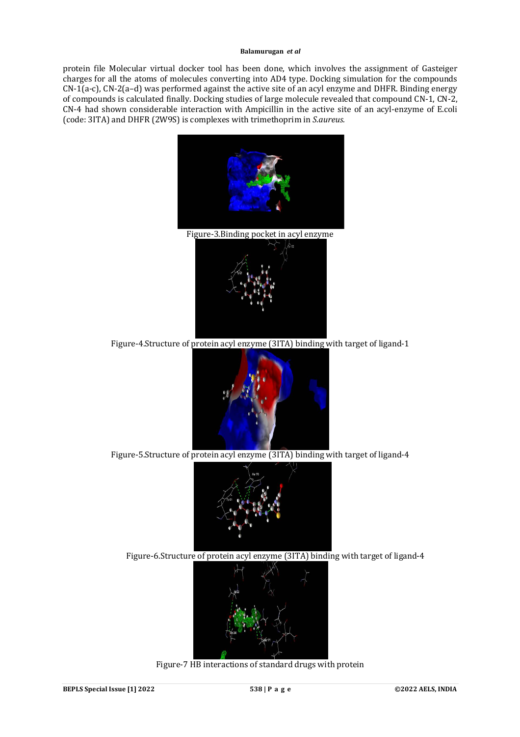protein file Molecular virtual docker tool has been done, which involves the assignment of Gasteiger charges for all the atoms of molecules converting into AD4 type. Docking simulation for the compounds CN-1(a-c), CN-2(a–d) was performed against the active site of an acyl enzyme and DHFR. Binding energy of compounds is calculated finally. Docking studies of large molecule revealed that compound CN-1, CN-2, CN-4 had shown considerable interaction with Ampicillin in the active site of an acyl-enzyme of E.coli (code: 3ITA) and DHFR (2W9S) is complexes with trimethoprim in *S.aureus.*

Figure-3.Binding pocket in acyl enzyme

Figure-4.Structure of protein acyl enzyme (3ITA) binding with target of ligand-1

Figure-5.Structure of protein acyl enzyme (3ITA) binding with target of ligand-4

Figure-6.Structure of protein acyl enzyme (3ITA) binding with target of ligand-4

Figure-7 HB interactions of standard drugs with protein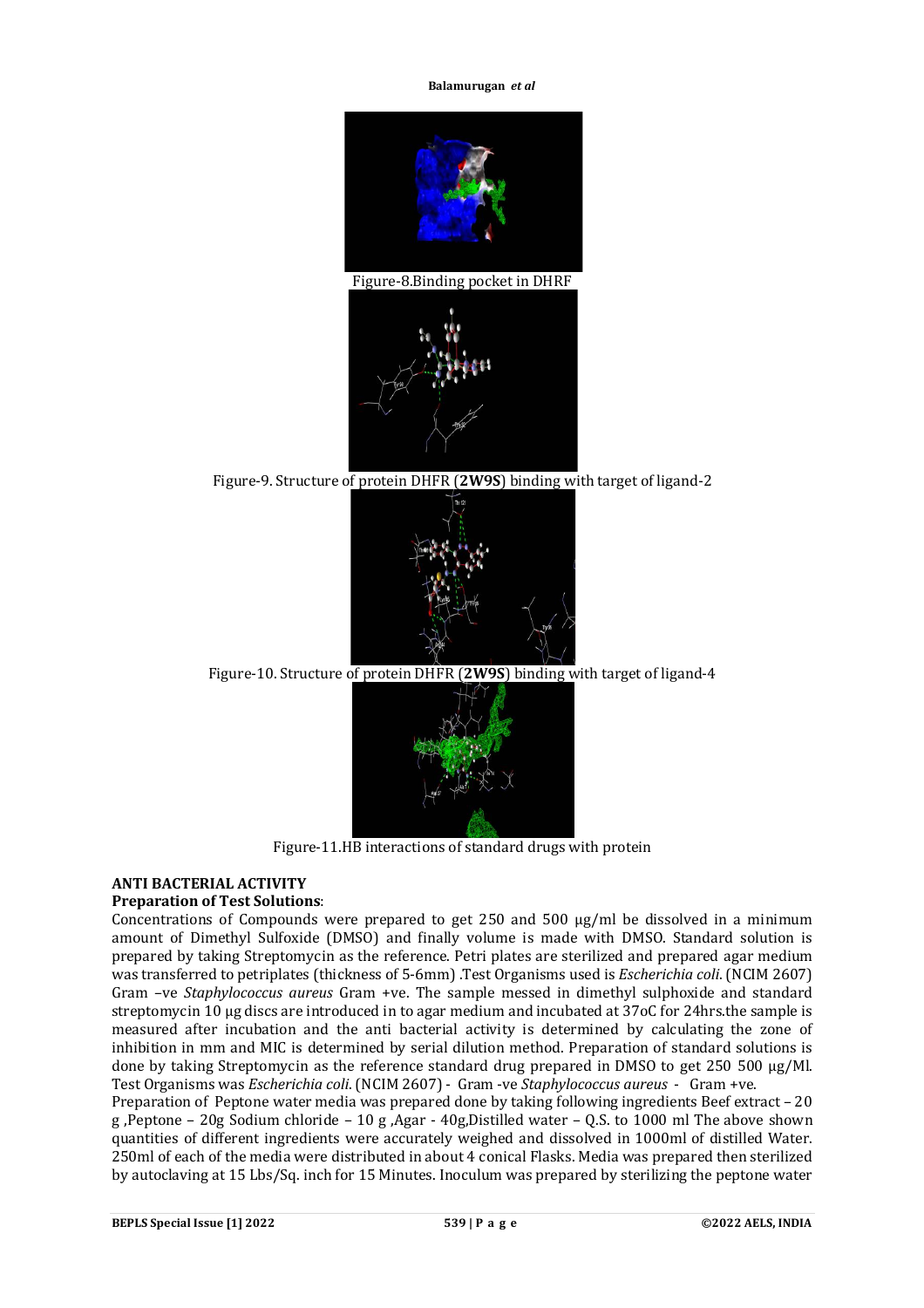Figure-8.Binding pocket in DHRF

Figure-9. Structure of protein DHFR (**2W9S**) binding with target of ligand-2

Figure-10. Structure of protein DHFR (**2W9S**) binding with target of ligand-4

Figure-11.HB interactions of standard drugs with protein

**ANTI BACTERIAL ACTIVITY**

**Preparation of Test Solutions**:

Concentrations of Compounds were prepared to get 250 and 500 µg/ml be dissolved in a minimum amount of Dimethyl Sulfoxide (DMSO) and finally volume is made with DMSO. Standard solution is prepared by taking Streptomycin as the reference. Petri plates are sterilized and prepared agar medium was transferred to petriplates (thickness of 5-6mm) .Test Organisms used is *Escherichia coli*. (NCIM 2607) Gram –ve *Staphylococcus aureus* Gram +ve. The sample messed in dimethyl sulphoxide and standard streptomycin 10 µg discs are introduced in to agar medium and incubated at 37oC for 24hrs.the sample is measured after incubation and the anti bacterial activity is determined by calculating the zone of inhibition in mm and MIC is determined by serial dilution method. Preparation of standard solutions is done by taking Streptomycin as the reference standard drug prepared in DMSO to get 250 500 µg/Ml. Test Organisms was *Escherichia coli*. (NCIM 2607) - Gram -ve *Staphylococcus aureus* - Gram +ve.

Preparation of Peptone water media was prepared done by taking following ingredients Beef extract – 20 g ,Peptone – 20g Sodium chloride – 10 g ,Agar - 40g,Distilled water – Q.S. to 1000 ml The above shown quantities of different ingredients were accurately weighed and dissolved in 1000ml of distilled Water. 250ml of each of the media were distributed in about 4 conical Flasks. Media was prepared then sterilized by autoclaving at 15 Lbs/Sq. inch for 15 Minutes. Inoculum was prepared by sterilizing the peptone water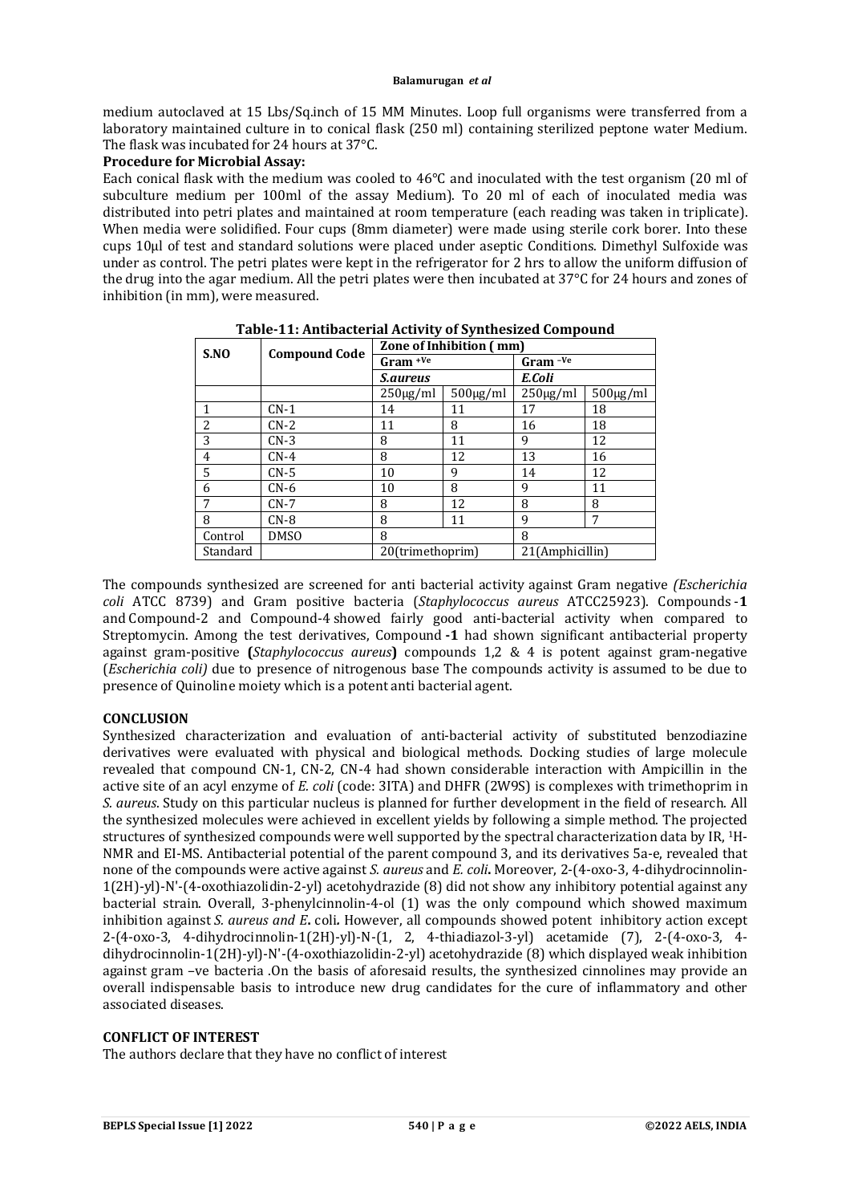medium autoclaved at 15 Lbs/Sq.inch of 15 MM Minutes. Loop full organisms were transferred from a laboratory maintained culture in to conical flask (250 ml) containing sterilized peptone water Medium. The flask was incubated for 24 hours at 37°C.

**Procedure for Microbial Assay:**

Each conical flask with the medium was cooled to 46°C and inoculated with the test organism (20 ml of subculture medium per 100ml of the assay Medium). To 20 ml of each of inoculated media was distributed into petri plates and maintained at room temperature (each reading was taken in triplicate). When media were solidified. Four cups (8mm diameter) were made using sterile cork borer. Into these cups 10µl of test and standard solutions were placed under aseptic Conditions. Dimethyl Sulfoxide was under as control. The petri plates were kept in the refrigerator for 2 hrs to allow the uniform diffusion of the drug into the agar medium. All the petri plates were then incubated at 37°C for 24 hours and zones of inhibition (in mm), were measured.

**Table-11: Antibacterial Activity of Synthesized Compound**

| S.NO | Compound Code | Zone of Inhibition ( mm) | | | |
|---|---|---|---|---|---|
| | | Gram $^{+Ve}$ | | Gram $^{-Ve}$ | |
| | | *S.aureus* | | *E.Coli* | |
| | | 250µg/ml | 500µg/ml | 250µg/ml | 500µg/ml |
| 1 | CN-1 | 14 | 11 | 17 | 18 |
| 2 | CN-2 | 11 | 8 | 16 | 18 |
| 3 | CN-3 | 8 | 11 | 9 | 12 |
| 4 | CN-4 | 8 | 12 | 13 | 16 |
| 5 | CN-5 | 10 | 9 | 14 | 12 |
| 6 | CN-6 | 10 | 8 | 9 | 11 |
| 7 | CN-7 | 8 | 12 | 8 | 8 |
| 8 | CN-8 | 8 | 11 | 9 | 7 |
| Control | DMSO | 8 | | 8 | |
| Standard | | 20(trimethoprim) | | 21(Amphicillin) | |

The compounds synthesized are screened for anti bacterial activity against Gram negative *(Escherichia coli* ATCC 8739) and Gram positive bacteria (*Staphylococcus aureus* ATCC25923). Compounds -**1** and Compound-2 and Compound-4 showed fairly good anti-bacterial activity when compared to Streptomycin. Among the test derivatives, Compound **-1** had shown significant antibacterial property against gram-positive **(***Staphylococcus aureus***)** compounds 1,2 & 4 is potent against gram-negative (*Escherichia coli)* due to presence of nitrogenous base The compounds activity is assumed to be due to presence of Quinoline moiety which is a potent anti bacterial agent.

## CONCLUSION

Synthesized characterization and evaluation of anti-bacterial activity of substituted benzodiazine derivatives were evaluated with physical and biological methods. Docking studies of large molecule revealed that compound CN-1, CN-2, CN-4 had shown considerable interaction with Ampicillin in the active site of an acyl enzyme of *E. coli* (code: 3ITA) and DHFR (2W9S) is complexes with trimethoprim in *S. aureus*. Study on this particular nucleus is planned for further development in the field of research. All the synthesized molecules were achieved in excellent yields by following a simple method. The projected structures of synthesized compounds were well supported by the spectral characterization data by IR, $^1$H-NMR and EI-MS. Antibacterial potential of the parent compound 3, and its derivatives 5a-e, revealed that none of the compounds were active against *S. aureus* and *E. coli***.** Moreover, 2-(4-oxo-3, 4-dihydrocinnolin-1(2H)-yl)-N'-(4-oxothiazolidin-2-yl) acetohydrazide (8) did not show any inhibitory potential against any bacterial strain. Overall, 3-phenylcinnolin-4-ol (1) was the only compound which showed maximum inhibition against *S. aureus and E***.** coli**.** However, all compounds showed potent inhibitory action except 2-(4-oxo-3, 4-dihydrocinnolin-1(2H)-yl)-N-(1, 2, 4-thiadiazol-3-yl) acetamide (7), 2-(4-oxo-3, 4-dihydrocinnolin-1(2H)-yl)-N'-(4-oxothiazolidin-2-yl) acetohydrazide (8) which displayed weak inhibition against gram –ve bacteria .On the basis of aforesaid results, the synthesized cinnolines may provide an overall indispensable basis to introduce new drug candidates for the cure of inflammatory and other associated diseases.

## CONFLICT OF INTEREST

The authors declare that they have no conflict of interest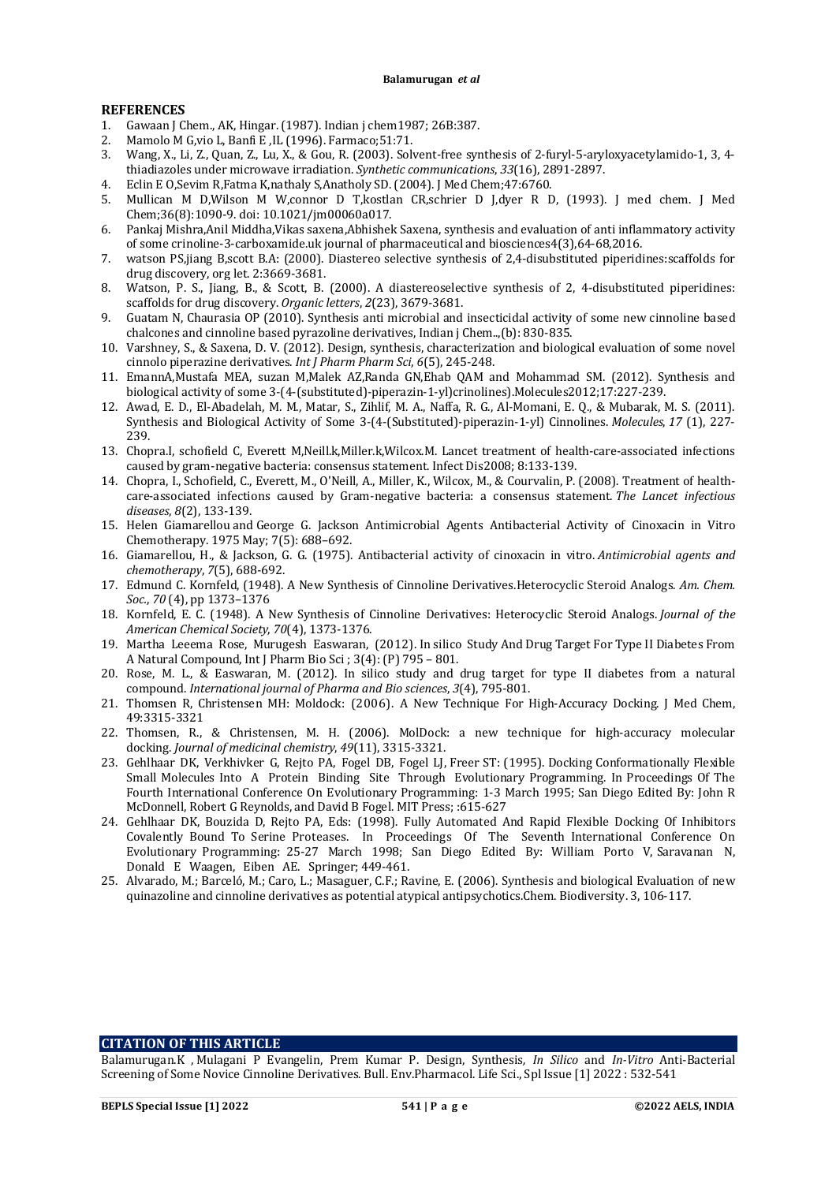## REFERENCES

1. Gawaan J Chem., AK, Hingar. (1987). Indian j chem1987; 26B:387.
2. Mamolo M G,vio L, Banfi E ,IL (1996). Farmaco;51:71.
3. Wang, X., Li, Z., Quan, Z., Lu, X., & Gou, R. (2003). Solvent-free synthesis of 2-furyl-5-aryloxyacetylamido-1, 3, 4-thiadiazoles under microwave irradiation. *Synthetic communications*, *33*(16), 2891-2897.
4. Eclin E O,Sevim R,Fatma K,nathaly S,Anatholy SD. (2004). J Med Chem;47:6760.
5. Mullican M D,Wilson M W,connor D T,kostlan CR,schrier D J,dyer R D, (1993). J med chem. J Med Chem;36(8):1090-9. doi: 10.1021/jm00060a017.
6. Pankaj Mishra,Anil Middha,Vikas saxena,Abhishek Saxena, synthesis and evaluation of anti inflammatory activity of some crinoline-3-carboxamide.uk journal of pharmaceutical and biosciences4(3),64-68,2016.
7. watson PS,jiang B,scott B.A: (2000). Diastereo selective synthesis of 2,4-disubstituted piperidines:scaffolds for drug discovery, org let. 2:3669-3681.
8. Watson, P. S., Jiang, B., & Scott, B. (2000). A diastereoselective synthesis of 2, 4-disubstituted piperidines: scaffolds for drug discovery. *Organic letters*, *2*(23), 3679-3681.
9. Guatam N, Chaurasia OP (2010). Synthesis anti microbial and insecticidal activity of some new cinnoline based chalcones and cinnoline based pyrazoline derivatives, Indian j Chem..,(b): 830-835.
10. Varshney, S., & Saxena, D. V. (2012). Design, synthesis, characterization and biological evaluation of some novel cinnolo piperazine derivatives. *Int J Pharm Pharm Sci*, *6*(5), 245-248.
11. EmannA,Mustafa MEA, suzan M,Malek AZ,Randa GN,Ehab QAM and Mohammad SM. (2012). Synthesis and biological activity of some 3-(4-(substituted)-piperazin-1-yl)crinolines).Molecules2012;17:227-239.
12. Awad, E. D., El-Abadelah, M. M., Matar, S., Zihlif, M. A., Naffa, R. G., Al-Momani, E. Q., & Mubarak, M. S. (2011). Synthesis and Biological Activity of Some 3-(4-(Substituted)-piperazin-1-yl) Cinnolines. *Molecules*, *17* (1), 227-239.
13. Chopra.I, schofield C, Everett M,Neill.k,Miller.k,Wilcox.M. Lancet treatment of health-care-associated infections caused by gram-negative bacteria: consensus statement. Infect Dis2008; 8:133-139.
14. Chopra, I., Schofield, C., Everett, M., O'Neill, A., Miller, K., Wilcox, M., & Courvalin, P. (2008). Treatment of health-care-associated infections caused by Gram-negative bacteria: a consensus statement. *The Lancet infectious diseases*, *8*(2), 133-139.
15. Helen Giamarellou and George G. Jackson Antimicrobial Agents Antibacterial Activity of Cinoxacin in Vitro Chemotherapy. 1975 May; 7(5): 688–692.
16. Giamarellou, H., & Jackson, G. G. (1975). Antibacterial activity of cinoxacin in vitro. *Antimicrobial agents and chemotherapy*, *7*(5), 688-692.
17. Edmund C. Kornfeld, (1948). A New Synthesis of Cinnoline Derivatives.Heterocyclic Steroid Analogs. *Am. Chem. Soc.*, *70* (4), pp 1373–1376
18. Kornfeld, E. C. (1948). A New Synthesis of Cinnoline Derivatives: Heterocyclic Steroid Analogs. *Journal of the American Chemical Society*, *70*(4), 1373-1376.
19. Martha Leeema Rose, Murugesh Easwaran, (2012). In silico Study And Drug Target For Type II Diabetes From A Natural Compound, Int J Pharm Bio Sci ; 3(4): (P) 795 – 801.
20. Rose, M. L., & Easwaran, M. (2012). In silico study and drug target for type II diabetes from a natural compound. *International journal of Pharma and Bio sciences*, *3*(4), 795-801.
21. Thomsen R, Christensen MH: Moldock: (2006). A New Technique For High-Accuracy Docking. J Med Chem, 49:3315-3321
22. Thomsen, R., & Christensen, M. H. (2006). MolDock: a new technique for high-accuracy molecular docking. *Journal of medicinal chemistry*, *49*(11), 3315-3321.
23. Gehlhaar DK, Verkhivker G, Rejto PA, Fogel DB, Fogel LJ, Freer ST: (1995). Docking Conformationally Flexible Small Molecules Into A Protein Binding Site Through Evolutionary Programming. In Proceedings Of The Fourth International Conference On Evolutionary Programming: 1-3 March 1995; San Diego Edited By: John R McDonnell, Robert G Reynolds, and David B Fogel. MIT Press; :615-627
24. Gehlhaar DK, Bouzida D, Rejto PA, Eds: (1998). Fully Automated And Rapid Flexible Docking Of Inhibitors Covalently Bound To Serine Proteases. In Proceedings Of The Seventh International Conference On Evolutionary Programming: 25-27 March 1998; San Diego Edited By: William Porto V, Saravanan N, Donald E Waagen, Eiben AE. Springer; 449-461.
25. Alvarado, M.; Barceló, M.; Caro, L.; Masaguer, C.F.; Ravine, E. (2006). Synthesis and biological Evaluation of new quinazoline and cinnoline derivatives as potential atypical antipsychotics.Chem. Biodiversity. 3, 106-117.

### CITATION OF THIS ARTICLE

Balamurugan.K , Mulagani P Evangelin, Prem Kumar P. Design, Synthesis, *In Silico* and *In-Vitro* Anti-Bacterial Screening of Some Novice Cinnoline Derivatives. Bull. Env.Pharmacol. Life Sci., Spl Issue [1] 2022 : 532-541